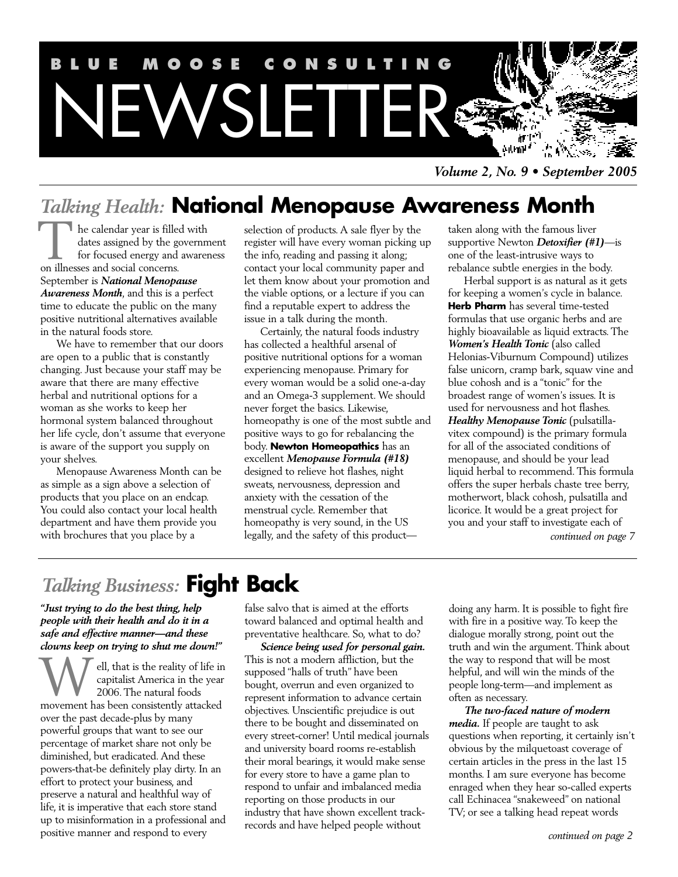# BLUE MOOSE CONSULTING NEWSLETTER

*Volume 2, No. 9 • September 2005*

## *Talking Health:* National Menopause Awareness Month

The calendar year is filled with dates assigned by the government for focused energy and awareness on illnesses and social concerns. September is ***National Menopause Awareness Month***, and this is a perfect time to educate the public on the many positive nutritional alternatives available in the natural foods store.

We have to remember that our doors are open to a public that is constantly changing. Just because your staff may be aware that there are many effective herbal and nutritional options for a woman as she works to keep her hormonal system balanced throughout her life cycle, don't assume that everyone is aware of the support you supply on your shelves.

Menopause Awareness Month can be as simple as a sign above a selection of products that you place on an endcap. You could also contact your local health department and have them provide you with brochures that you place by a selection of products. A sale flyer by the register will have every woman picking up the info, reading and passing it along; contact your local community paper and let them know about your promotion and the viable options, or a lecture if you can find a reputable expert to address the issue in a talk during the month.

Certainly, the natural foods industry has collected a healthful arsenal of positive nutritional options for a woman experiencing menopause. Primary for every woman would be a solid one-a-day and an Omega-3 supplement. We should never forget the basics. Likewise, homeopathy is one of the most subtle and positive ways to go for rebalancing the body. **Newton Homeopathics** has an excellent ***Menopause Formula (#18)*** designed to relieve hot flashes, night sweats, nervousness, depression and anxiety with the cessation of the menstrual cycle. Remember that homeopathy is very sound, in the US legally, and the safety of this product—taken along with the famous liver supportive Newton ***Detoxifier (#1)***—is one of the least-intrusive ways to rebalance subtle energies in the body.

Herbal support is as natural as it gets for keeping a women's cycle in balance. **Herb Pharm** has several time-tested formulas that use organic herbs and are highly bioavailable as liquid extracts. The ***Women's Health Tonic*** (also called Helonias-Viburnum Compound) utilizes false unicorn, cramp bark, squaw vine and blue cohosh and is a "tonic" for the broadest range of women's issues. It is used for nervousness and hot flashes. ***Healthy Menopause Tonic*** (pulsatilla-vitex compound) is the primary formula for all of the associated conditions of menopause, and should be your lead liquid herbal to recommend. This formula offers the super herbals chaste tree berry, motherwort, black cohosh, pulsatilla and licorice. It would be a great project for you and your staff to investigate each of

*continued on page 7*

## *Talking Business:* Fight Back

***"Just trying to do the best thing, help people with their health and do it in a safe and effective manner—and these clowns keep on trying to shut me down!"***

Well, that is the reality of life in capitalist America in the year 2006. The natural foods movement has been consistently attacked over the past decade-plus by many powerful groups that want to see our percentage of market share not only be diminished, but eradicated. And these powers-that-be definitely play dirty. In an effort to protect your business, and preserve a natural and healthful way of life, it is imperative that each store stand up to misinformation in a professional and positive manner and respond to every false salvo that is aimed at the efforts toward balanced and optimal health and preventative healthcare. So, what to do?

***Science being used for personal gain.*** This is not a modern affliction, but the supposed "halls of truth" have been bought, overrun and even organized to represent information to advance certain objectives. Unscientific prejudice is out there to be bought and disseminated on every street-corner! Until medical journals and university board rooms re-establish their moral bearings, it would make sense for every store to have a game plan to respond to unfair and imbalanced media reporting on those products in our industry that have shown excellent track-records and have helped people without doing any harm. It is possible to fight fire with fire in a positive way. To keep the dialogue morally strong, point out the truth and win the argument. Think about the way to respond that will be most helpful, and will win the minds of the people long-term—and implement as often as necessary.

***The two-faced nature of modern media.*** If people are taught to ask questions when reporting, it certainly isn't obvious by the milquetoast coverage of certain articles in the press in the last 15 months. I am sure everyone has become enraged when they hear so-called experts call Echinacea "snakeweed" on national TV; or see a talking head repeat words

*continued on page 2*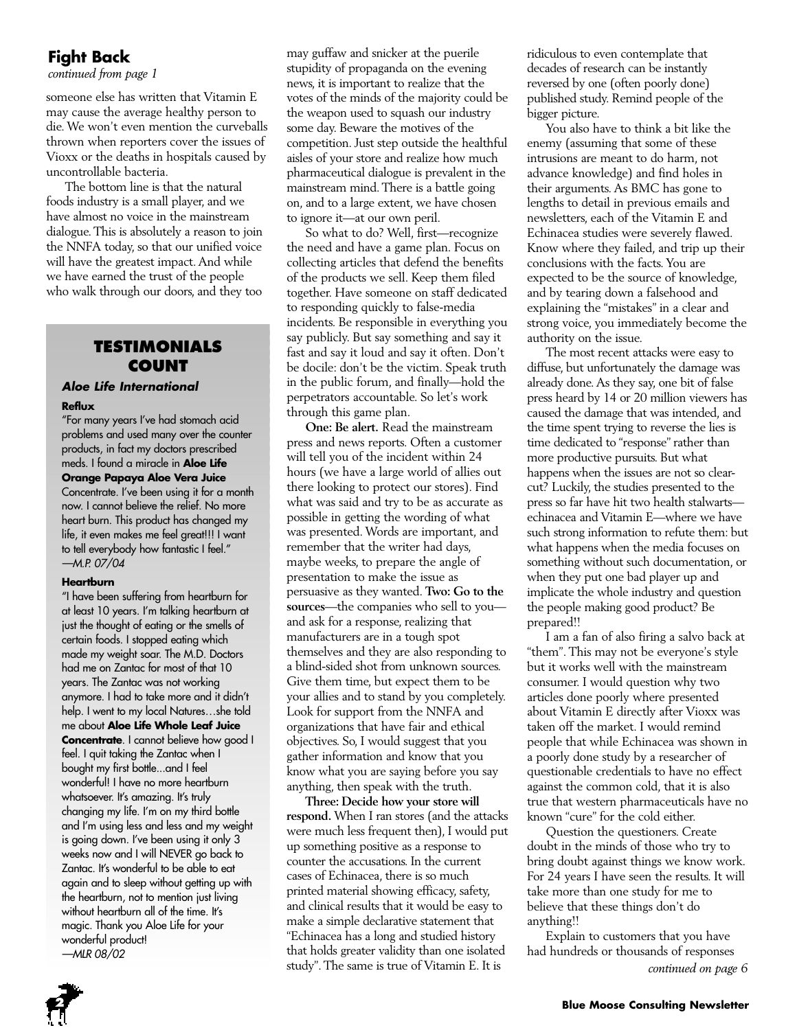## Fight Back

*continued from page 1*

someone else has written that Vitamin E may cause the average healthy person to die. We won't even mention the curveballs thrown when reporters cover the issues of Vioxx or the deaths in hospitals caused by uncontrollable bacteria.

The bottom line is that the natural foods industry is a small player, and we have almost no voice in the mainstream dialogue. This is absolutely a reason to join the NNFA today, so that our unified voice will have the greatest impact. And while we have earned the trust of the people who walk through our doors, and they too may guffaw and snicker at the puerile stupidity of propaganda on the evening news, it is important to realize that the votes of the minds of the majority could be the weapon used to squash our industry some day. Beware the motives of the competition. Just step outside the healthful aisles of your store and realize how much pharmaceutical dialogue is prevalent in the mainstream mind. There is a battle going on, and to a large extent, we have chosen to ignore it—at our own peril.

So what to do? Well, first—recognize the need and have a game plan. Focus on collecting articles that defend the benefits of the products we sell. Keep them filed together. Have someone on staff dedicated to responding quickly to false-media incidents. Be responsible in everything you say publicly. But say something and say it fast and say it loud and say it often. Don't be docile: don't be the victim. Speak truth in the public forum, and finally—hold the perpetrators accountable. So let's work through this game plan.

**One: Be alert.** Read the mainstream press and news reports. Often a customer will tell you of the incident within 24 hours (we have a large world of allies out there looking to protect our stores). Find what was said and try to be as accurate as possible in getting the wording of what was presented. Words are important, and remember that the writer had days, maybe weeks, to prepare the angle of presentation to make the issue as persuasive as they wanted. **Two: Go to the sources**—the companies who sell to you—and ask for a response, realizing that manufacturers are in a tough spot themselves and they are also responding to a blind-sided shot from unknown sources. Give them time, but expect them to be your allies and to stand by you completely. Look for support from the NNFA and organizations that have fair and ethical objectives. So, I would suggest that you gather information and know that you know what you are saying before you say anything, then speak with the truth.

**Three: Decide how your store will respond.** When I ran stores (and the attacks were much less frequent then), I would put up something positive as a response to counter the accusations. In the current cases of Echinacea, there is so much printed material showing efficacy, safety, and clinical results that it would be easy to make a simple declarative statement that "Echinacea has a long and studied history that holds greater validity than one isolated study". The same is true of Vitamin E. It is ridiculous to even contemplate that decades of research can be instantly reversed by one (often poorly done) published study. Remind people of the bigger picture.

You also have to think a bit like the enemy (assuming that some of these intrusions are meant to do harm, not advance knowledge) and find holes in their arguments. As BMC has gone to lengths to detail in previous emails and newsletters, each of the Vitamin E and Echinacea studies were severely flawed. Know where they failed, and trip up their conclusions with the facts. You are expected to be the source of knowledge, and by tearing down a falsehood and explaining the "mistakes" in a clear and strong voice, you immediately become the authority on the issue.

The most recent attacks were easy to diffuse, but unfortunately the damage was already done. As they say, one bit of false press heard by 14 or 20 million viewers has caused the damage that was intended, and the time spent trying to reverse the lies is time dedicated to "response" rather than more productive pursuits. But what happens when the issues are not so clear-cut? Luckily, the studies presented to the press so far have hit two health stalwarts—echinacea and Vitamin E—where we have such strong information to refute them: but what happens when the media focuses on something without such documentation, or when they put one bad player up and implicate the whole industry and question the people making good product? Be prepared!!

I am a fan of also firing a salvo back at "them". This may not be everyone's style but it works well with the mainstream consumer. I would question why two articles done poorly where presented about Vitamin E directly after Vioxx was taken off the market. I would remind people that while Echinacea was shown in a poorly done study by a researcher of questionable credentials to have no effect against the common cold, that it is also true that western pharmaceuticals have no known "cure" for the cold either.

Question the questioners. Create doubt in the minds of those who try to bring doubt against things we know work. For 24 years I have seen the results. It will take more than one study for me to believe that these things don't do anything!!

Explain to customers that you have had hundreds or thousands of responses

*continued on page 6*

---

### TESTIMONIALS COUNT

***Aloe Life International***

**Reflux**

"For many years I've had stomach acid problems and used many over the counter products, in fact my doctors prescribed meds. I found a miracle in **Aloe Life Orange Papaya Aloe Vera Juice** Concentrate. I've been using it for a month now. I cannot believe the relief. No more heart burn. This product has changed my life, it even makes me feel great!!! I want to tell everybody how fantastic I feel."
*—M.P. 07/04*

**Heartburn**

"I have been suffering from heartburn for at least 10 years. I'm talking heartburn at just the thought of eating or the smells of certain foods. I stopped eating which made my weight soar. The M.D. Doctors had me on Zantac for most of that 10 years. The Zantac was not working anymore. I had to take more and it didn't help. I went to my local Natures…she told me about **Aloe Life Whole Leaf Juice Concentrate**. I cannot believe how good I feel. I quit taking the Zantac when I bought my first bottle...and I feel wonderful! I have no more heartburn whatsoever. It's amazing. It's truly changing my life. I'm on my third bottle and I'm using less and less and my weight is going down. I've been using it only 3 weeks now and I will NEVER go back to Zantac. It's wonderful to be able to eat again and to sleep without getting up with the heartburn, not to mention just living without heartburn all of the time. It's magic. Thank you Aloe Life for your wonderful product!
*—MLR 08/02*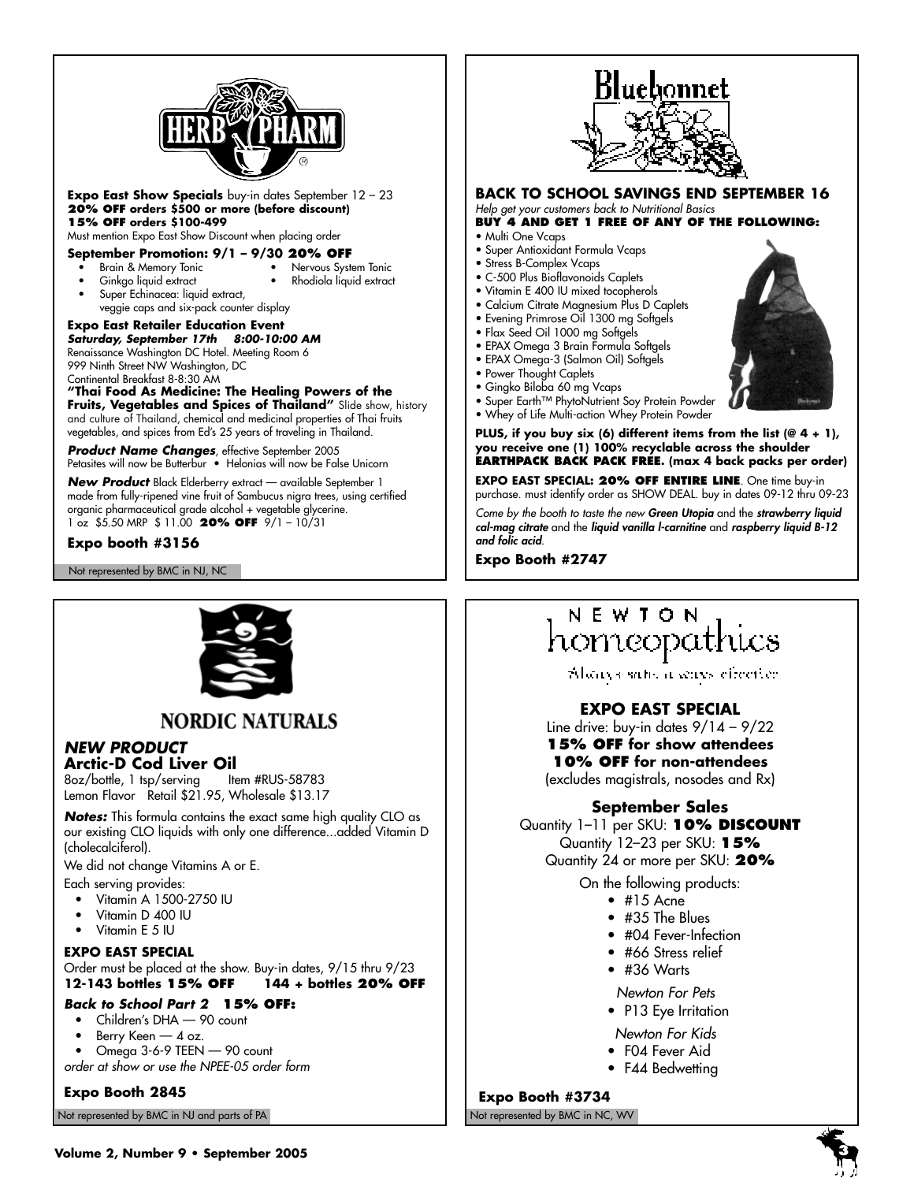## HERB PHARM

**Expo East Show Specials** buy-in dates September 12 – 23
**20% OFF orders $500 or more (before discount)**
**15% OFF orders $100-499**
Must mention Expo East Show Discount when placing order

**September Promotion: 9/1 – 9/30 20% OFF**

- Brain & Memory Tonic
- Nervous System Tonic
- Ginkgo liquid extract
- Rhodiola liquid extract
- Super Echinacea: liquid extract, veggie caps and six-pack counter display

**Expo East Retailer Education Event**
***Saturday, September 17th 8:00-10:00 AM***
Renaissance Washington DC Hotel. Meeting Room 6
999 Ninth Street NW Washington, DC
Continental Breakfast 8-8:30 AM
**"Thai Food As Medicine: The Healing Powers of the Fruits, Vegetables and Spices of Thailand"** Slide show, history and culture of Thailand, chemical and medicinal properties of Thai fruits vegetables, and spices from Ed's 25 years of traveling in Thailand.

***Product Name Changes***, effective September 2005
Petasites will now be Butterbur • Helonias will now be False Unicorn

***New Product*** Black Elderberry extract — available September 1 made from fully-ripened vine fruit of Sambucus nigra trees, using certified organic pharmaceutical grade alcohol + vegetable glycerine.
1 oz $5.50 MRP $ 11.00 **20% OFF** 9/1 – 10/31

**Expo booth #3156**

Not represented by BMC in NJ, NC

## Bluebonnet

**BACK TO SCHOOL SAVINGS END SEPTEMBER 16**
*Help get your customers back to Nutritional Basics*
**BUY 4 AND GET 1 FREE OF ANY OF THE FOLLOWING:**

- Multi One Vcaps
- Super Antioxidant Formula Vcaps
- Stress B-Complex Vcaps
- C-500 Plus Bioflavonoids Caplets
- Vitamin E 400 IU mixed tocopherols
- Calcium Citrate Magnesium Plus D Caplets
- Evening Primrose Oil 1300 mg Softgels
- Flax Seed Oil 1000 mg Softgels
- EPAX Omega 3 Brain Formula Softgels
- EPAX Omega-3 (Salmon Oil) Softgels
- Power Thought Caplets
- Gingko Biloba 60 mg Vcaps
- Super Earth™ PhytoNutrient Soy Protein Powder
- Whey of Life Multi-action Whey Protein Powder

**PLUS, if you buy six (6) different items from the list (@ 4 + 1), you receive one (1) 100% recyclable across the shoulder EARTHPACK BACK PACK FREE. (max 4 back packs per order)**

**EXPO EAST SPECIAL: 20% OFF ENTIRE LINE**. One time buy-in purchase. must identify order as SHOW DEAL. buy in dates 09-12 thru 09-23

*Come by the booth to taste the new **Green Utopia** and the **strawberry liquid cal-mag citrate** and the **liquid vanilla l-carnitine** and **raspberry liquid B-12 and folic acid**.*

**Expo Booth #2747**

## NORDIC NATURALS

***NEW PRODUCT***
**Arctic-D Cod Liver Oil**
8oz/bottle, 1 tsp/serving Item #RUS-58783
Lemon Flavor Retail $21.95, Wholesale $13.17

***Notes:*** This formula contains the exact same high quality CLO as our existing CLO liquids with only one difference...added Vitamin D (cholecalciferol).

We did not change Vitamins A or E.

Each serving provides:

- Vitamin A 1500-2750 IU
- Vitamin D 400 IU
- Vitamin E 5 IU

**EXPO EAST SPECIAL**
Order must be placed at the show. Buy-in dates, 9/15 thru 9/23
**12-143 bottles 15% OFF 144 + bottles 20% OFF**

***Back to School Part 2*** **15% OFF:**

- Children's DHA — 90 count
- Berry Keen — 4 oz.
- Omega 3-6-9 TEEN — 90 count

*order at show or use the NPEE-05 order form*

**Expo Booth 2845**

Not represented by BMC in NJ and parts of PA

## NEWTON homeopathics

Always safe. always effective

**EXPO EAST SPECIAL**
Line drive: buy-in dates 9/14 – 9/22
**15% OFF for show attendees**
**10% OFF for non-attendees**
(excludes magistrals, nosodes and Rx)

**September Sales**
Quantity 1–11 per SKU: **10% DISCOUNT**
Quantity 12–23 per SKU: **15%**
Quantity 24 or more per SKU: **20%**

On the following products:

- #15 Acne
- #35 The Blues
- #04 Fever-Infection
- #66 Stress relief
- #36 Warts

*Newton For Pets*

- P13 Eye Irritation

*Newton For Kids*

- F04 Fever Aid
- F44 Bedwetting

**Expo Booth #3734**

Not represented by BMC in NC, WV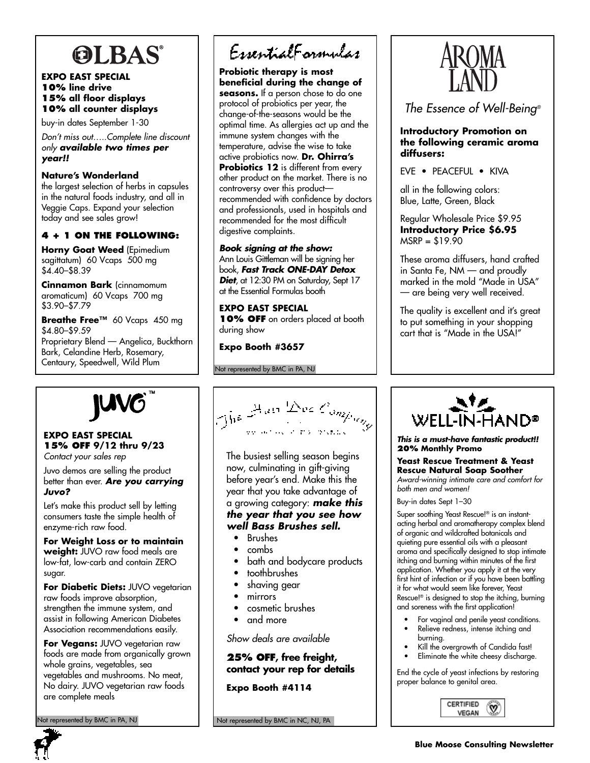## OLBAS®

**EXPO EAST SPECIAL**
**10% line drive**
**15% all floor displays**
**10% all counter displays**

buy-in dates September 1-30

*Don't miss out.....Complete line discount only **available two times per year!!***

**Nature's Wonderland**

the largest selection of herbs in capsules in the natural foods industry, and all in Veggie Caps. Expand your selection today and see sales grow!

**4 + 1 ON THE FOLLOWING:**

**Horny Goat Weed** (Epimedium sagittatum) 60 Vcaps 500 mg $4.40–$8.39

**Cinnamon Bark** (cinnamomum aromaticum) 60 Vcaps 700 mg $3.90–$7.79

**Breathe Free™** 60 Vcaps 450 mg $4.80–$9.59
Proprietary Blend — Angelica, Buckthorn Bark, Celandine Herb, Rosemary, Centaury, Speedwell, Wild Plum

## EssentialFormulas

**Probiotic therapy is most beneficial during the change of seasons.** If a person chose to do one protocol of probiotics per year, the change-of-the-seasons would be the optimal time. As allergies act up and the immune system changes with the temperature, advise the wise to take active probiotics now. **Dr. Ohirra's Probiotics 12** is different from every other product on the market. There is no controversy over this product—recommended with confidence by doctors and professionals, used in hospitals and recommended for the most difficult digestive complaints.

***Book signing at the show:***
Ann Louis Gittleman will be signing her book, ***Fast Track ONE-DAY Detox Diet***, at 12:30 PM on Saturday, Sept 17 at the Essential Formulas booth

**EXPO EAST SPECIAL**
**10% OFF** on orders placed at booth during show

**Expo Booth #3657**

Not represented by BMC in PA, NJ

## AROMA LAND

*The Essence of Well-Being®*

**Introductory Promotion on the following ceramic aroma diffusers:**

EVE • PEACEFUL • KIVA

all in the following colors: Blue, Latte, Green, Black

Regular Wholesale Price $9.95
**Introductory Price $6.95**
MSRP = $19.90

These aroma diffusers, hand crafted in Santa Fe, NM — and proudly marked in the mold "Made in USA" — are being very well received.

The quality is excellent and it's great to put something in your shopping cart that is "Made in the USA!"

## JUVO™

**EXPO EAST SPECIAL**
**15% OFF 9/12 thru 9/23**
*Contact your sales rep*

Juvo demos are selling the product better than ever. ***Are you carrying Juvo?***

Let's make this product sell by letting consumers taste the simple health of enzyme-rich raw food.

**For Weight Loss or to maintain weight:** JUVO raw food meals are low-fat, low-carb and contain ZERO sugar.

**For Diabetic Diets:** JUVO vegetarian raw foods improve absorption, strengthen the immune system, and assist in following American Diabetes Association recommendations easily.

**For Vegans:** JUVO vegetarian raw foods are made from organically grown whole grains, vegetables, sea vegetables and mushrooms. No meat, No dairy. JUVO vegetarian raw foods are complete meals

Not represented by BMC in PA, NJ

## The Hair Doc Company

The busiest selling season begins now, culminating in gift-giving before year's end. Make this the year that you take advantage of a growing category: ***make this the year that you see how well Bass Brushes sell.***

- Brushes
- combs
- bath and bodycare products
- toothbrushes
- shaving gear
- mirrors
- cosmetic brushes
- and more

*Show deals are available*

**25% OFF, free freight, contact your rep for details**

**Expo Booth #4114**

Not represented by BMC in NC, NJ, PA

## WELL-IN-HAND®

***This is a must-have fantastic product!!***
**20% Monthly Promo**

**Yeast Rescue Treatment & Yeast Rescue Natural Soap Soother**
*Award-winning intimate care and comfort for both men and women!*

Buy-in dates Sept 1–30

Super soothing Yeast Rescue!® is an instant-acting herbal and aromatherapy complex blend of organic and wildcrafted botanicals and quieting pure essential oils with a pleasant aroma and specifically designed to stop intimate itching and burning within minutes of the first application. Whether you apply it at the very first hint of infection or if you have been battling it for what would seem like forever, Yeast Rescue!® is designed to stop the itching, burning and soreness with the first application!

- For vaginal and penile yeast conditions.
- Relieve redness, intense itching and burning.
- Kill the overgrowth of Candida fast!
- Eliminate the white cheesy discharge.

End the cycle of yeast infections by restoring proper balance to genital area.

CERTIFIED VEGAN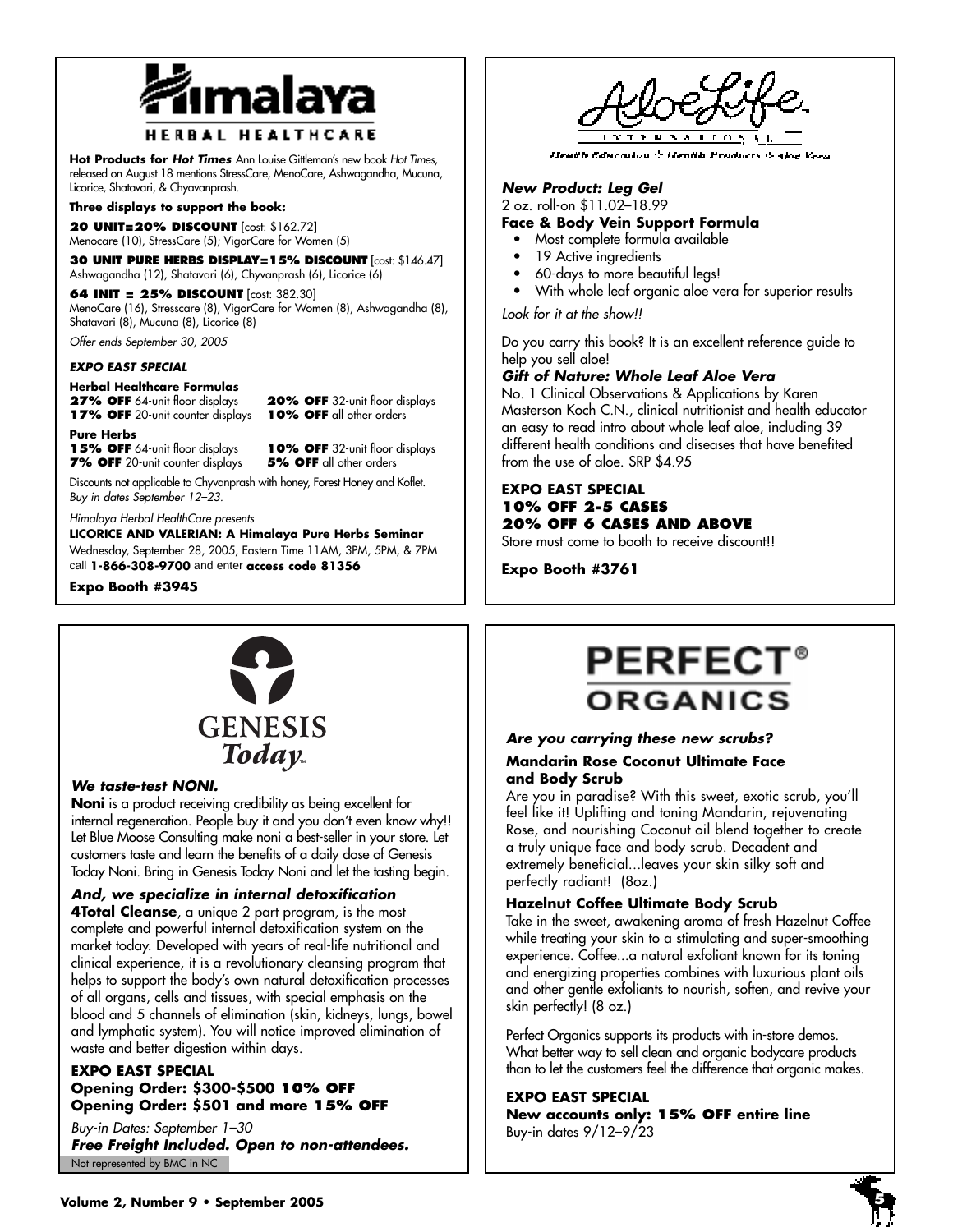# Himalaya

HERBAL HEALTHCARE

**Hot Products for *Hot Times*** Ann Louise Gittleman's new book *Hot Times*, released on August 18 mentions StressCare, MenoCare, Ashwagandha, Mucuna, Licorice, Shatavari, & Chyavanprash.

**Three displays to support the book:**

**20 UNIT=20% DISCOUNT** [cost: $162.72]
Menocare (10), StressCare (5); VigorCare for Women (5)

**30 UNIT PURE HERBS DISPLAY=15% DISCOUNT** [cost: $146.47]
Ashwagandha (12), Shatavari (6), Chyvanprash (6), Licorice (6)

**64 INIT = 25% DISCOUNT** [cost: 382.30]
MenoCare (16), Stresscare (8), VigorCare for Women (8), Ashwagandha (8), Shatavari (8), Mucuna (8), Licorice (8)

*Offer ends September 30, 2005*

***EXPO EAST SPECIAL***

**Herbal Healthcare Formulas**
**27% OFF** 64-unit floor displays
**20% OFF** 32-unit floor displays
**17% OFF** 20-unit counter displays
**10% OFF** all other orders

**Pure Herbs**
**15% OFF** 64-unit floor displays
**10% OFF** 32-unit floor displays
**7% OFF** 20-unit counter displays
**5% OFF** all other orders

Discounts not applicable to Chyvanprash with honey, Forest Honey and Koflet. *Buy in dates September 12–23.*

*Himalaya Herbal HealthCare presents*
**LICORICE AND VALERIAN: A Himalaya Pure Herbs Seminar**
Wednesday, September 28, 2005, Eastern Time 11AM, 3PM, 5PM, & 7PM call **1-866-308-9700** and enter **access code 81356**

**Expo Booth #3945**

# AloeLife

INTERNATIONAL
Health Education & Health Products Using Aloe Vera

***New Product: Leg Gel***
2 oz. roll-on $11.02–18.99
**Face & Body Vein Support Formula**
- Most complete formula available
- 19 Active ingredients
- 60-days to more beautiful legs!
- With whole leaf organic aloe vera for superior results

*Look for it at the show!!*

Do you carry this book? It is an excellent reference guide to help you sell aloe!

***Gift of Nature: Whole Leaf Aloe Vera***
No. 1 Clinical Observations & Applications by Karen Masterson Koch C.N., clinical nutritionist and health educator an easy to read intro about whole leaf aloe, including 39 different health conditions and diseases that have benefited from the use of aloe. SRP $4.95

**EXPO EAST SPECIAL**
**10% OFF 2-5 CASES**
**20% OFF 6 CASES AND ABOVE**
Store must come to booth to receive discount!!

**Expo Booth #3761**

# GENESIS *Today*™

***We taste-test NONI.***
**Noni** is a product receiving credibility as being excellent for internal regeneration. People buy it and you don't even know why!! Let Blue Moose Consulting make noni a best-seller in your store. Let customers taste and learn the benefits of a daily dose of Genesis Today Noni. Bring in Genesis Today Noni and let the tasting begin.

***And, we specialize in internal detoxification***
**4Total Cleanse**, a unique 2 part program, is the most complete and powerful internal detoxification system on the market today. Developed with years of real-life nutritional and clinical experience, it is a revolutionary cleansing program that helps to support the body's own natural detoxification processes of all organs, cells and tissues, with special emphasis on the blood and 5 channels of elimination (skin, kidneys, lungs, bowel and lymphatic system). You will notice improved elimination of waste and better digestion within days.

**EXPO EAST SPECIAL**
**Opening Order: $300-$500 10% OFF**
**Opening Order: $501 and more 15% OFF**

*Buy-in Dates: September 1–30*
***Free Freight Included. Open to non-attendees.***

Not represented by BMC in NC

# PERFECT® ORGANICS

***Are you carrying these new scrubs?***

**Mandarin Rose Coconut Ultimate Face and Body Scrub**
Are you in paradise? With this sweet, exotic scrub, you'll feel like it! Uplifting and toning Mandarin, rejuvenating Rose, and nourishing Coconut oil blend together to create a truly unique face and body scrub. Decadent and extremely beneficial...leaves your skin silky soft and perfectly radiant! (8oz.)

**Hazelnut Coffee Ultimate Body Scrub**
Take in the sweet, awakening aroma of fresh Hazelnut Coffee while treating your skin to a stimulating and super-smoothing experience. Coffee...a natural exfoliant known for its toning and energizing properties combines with luxurious plant oils and other gentle exfoliants to nourish, soften, and revive your skin perfectly! (8 oz.)

Perfect Organics supports its products with in-store demos. What better way to sell clean and organic bodycare products than to let the customers feel the difference that organic makes.

**EXPO EAST SPECIAL**
**New accounts only: 15% OFF entire line**
Buy-in dates 9/12–9/23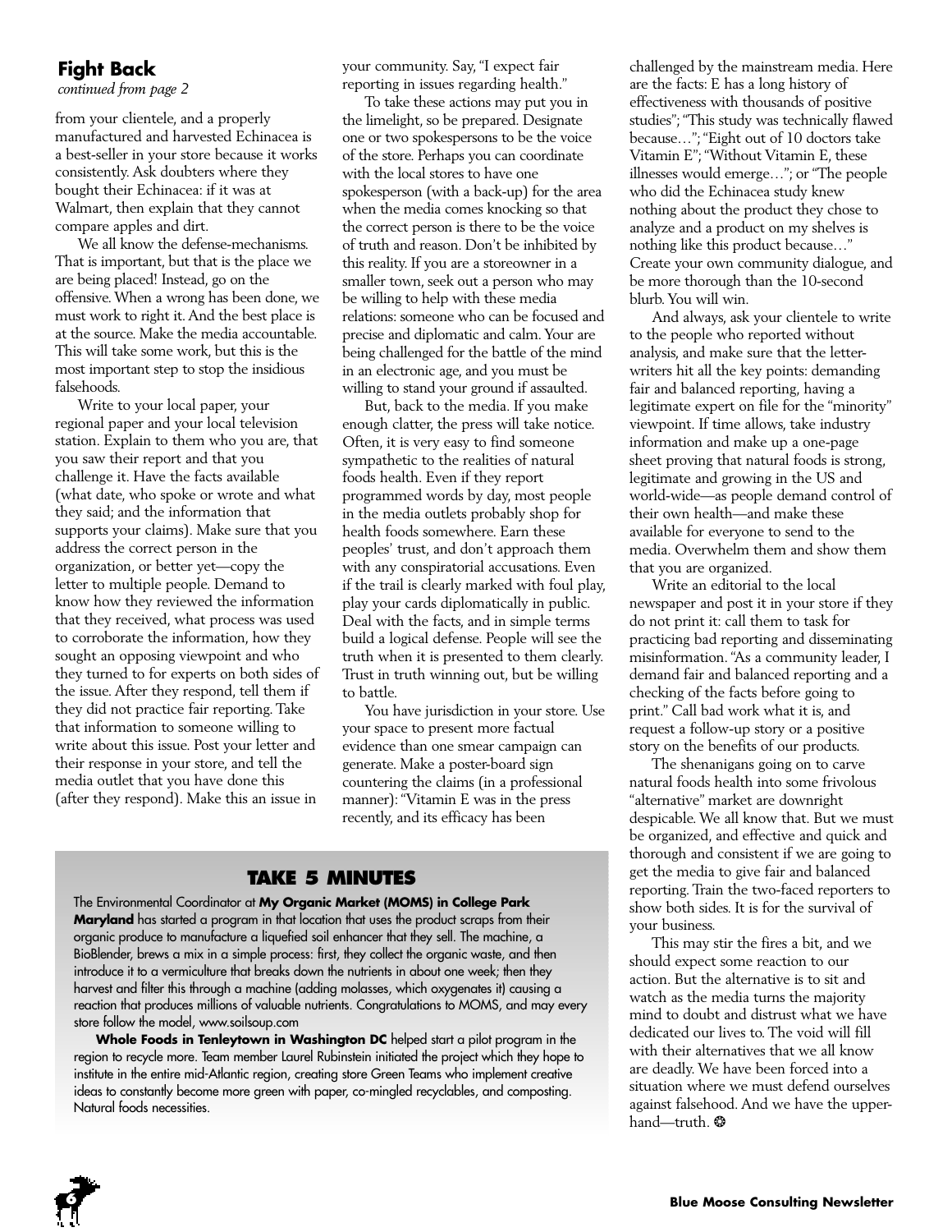## Fight Back

*continued from page 2*

from your clientele, and a properly manufactured and harvested Echinacea is a best-seller in your store because it works consistently. Ask doubters where they bought their Echinacea: if it was at Walmart, then explain that they cannot compare apples and dirt.

We all know the defense-mechanisms. That is important, but that is the place we are being placed! Instead, go on the offensive. When a wrong has been done, we must work to right it. And the best place is at the source. Make the media accountable. This will take some work, but this is the most important step to stop the insidious falsehoods.

Write to your local paper, your regional paper and your local television station. Explain to them who you are, that you saw their report and that you challenge it. Have the facts available (what date, who spoke or wrote and what they said; and the information that supports your claims). Make sure that you address the correct person in the organization, or better yet—copy the letter to multiple people. Demand to know how they reviewed the information that they received, what process was used to corroborate the information, how they sought an opposing viewpoint and who they turned to for experts on both sides of the issue. After they respond, tell them if they did not practice fair reporting. Take that information to someone willing to write about this issue. Post your letter and their response in your store, and tell the media outlet that you have done this (after they respond). Make this an issue in your community. Say, "I expect fair reporting in issues regarding health."

To take these actions may put you in the limelight, so be prepared. Designate one or two spokespersons to be the voice of the store. Perhaps you can coordinate with the local stores to have one spokesperson (with a back-up) for the area when the media comes knocking so that the correct person is there to be the voice of truth and reason. Don't be inhibited by this reality. If you are a storeowner in a smaller town, seek out a person who may be willing to help with these media relations: someone who can be focused and precise and diplomatic and calm. Your are being challenged for the battle of the mind in an electronic age, and you must be willing to stand your ground if assaulted.

But, back to the media. If you make enough clatter, the press will take notice. Often, it is very easy to find someone sympathetic to the realities of natural foods health. Even if they report programmed words by day, most people in the media outlets probably shop for health foods somewhere. Earn these peoples' trust, and don't approach them with any conspiratorial accusations. Even if the trail is clearly marked with foul play, play your cards diplomatically in public. Deal with the facts, and in simple terms build a logical defense. People will see the truth when it is presented to them clearly. Trust in truth winning out, but be willing to battle.

You have jurisdiction in your store. Use your space to present more factual evidence than one smear campaign can generate. Make a poster-board sign countering the claims (in a professional manner): "Vitamin E was in the press recently, and its efficacy has been challenged by the mainstream media. Here are the facts: E has a long history of effectiveness with thousands of positive studies"; "This study was technically flawed because…"; "Eight out of 10 doctors take Vitamin E"; "Without Vitamin E, these illnesses would emerge…"; or "The people who did the Echinacea study knew nothing about the product they chose to analyze and a product on my shelves is nothing like this product because…" Create your own community dialogue, and be more thorough than the 10-second blurb. You will win.

And always, ask your clientele to write to the people who reported without analysis, and make sure that the letter-writers hit all the key points: demanding fair and balanced reporting, having a legitimate expert on file for the "minority" viewpoint. If time allows, take industry information and make up a one-page sheet proving that natural foods is strong, legitimate and growing in the US and world-wide—as people demand control of their own health—and make these available for everyone to send to the media. Overwhelm them and show them that you are organized.

Write an editorial to the local newspaper and post it in your store if they do not print it: call them to task for practicing bad reporting and disseminating misinformation. "As a community leader, I demand fair and balanced reporting and a checking of the facts before going to print." Call bad work what it is, and request a follow-up story or a positive story on the benefits of our products.

The shenanigans going on to carve natural foods health into some frivolous "alternative" market are downright despicable. We all know that. But we must be organized, and effective and quick and thorough and consistent if we are going to get the media to give fair and balanced reporting. Train the two-faced reporters to show both sides. It is for the survival of your business.

This may stir the fires a bit, and we should expect some reaction to our action. But the alternative is to sit and watch as the media turns the majority mind to doubt and distrust what we have dedicated our lives to. The void will fill with their alternatives that we all know are deadly. We have been forced into a situation where we must defend ourselves against falsehood. And we have the upper-hand—truth. ❂

## TAKE 5 MINUTES

The Environmental Coordinator at **My Organic Market (MOMS) in College Park Maryland** has started a program in that location that uses the product scraps from their organic produce to manufacture a liquefied soil enhancer that they sell. The machine, a BioBlender, brews a mix in a simple process: first, they collect the organic waste, and then introduce it to a vermiculture that breaks down the nutrients in about one week; then they harvest and filter this through a machine (adding molasses, which oxygenates it) causing a reaction that produces millions of valuable nutrients. Congratulations to MOMS, and may every store follow the model, www.soilsoup.com

**Whole Foods in Tenleytown in Washington DC** helped start a pilot program in the region to recycle more. Team member Laurel Rubinstein initiated the project which they hope to institute in the entire mid-Atlantic region, creating store Green Teams who implement creative ideas to constantly become more green with paper, co-mingled recyclables, and composting. Natural foods necessities.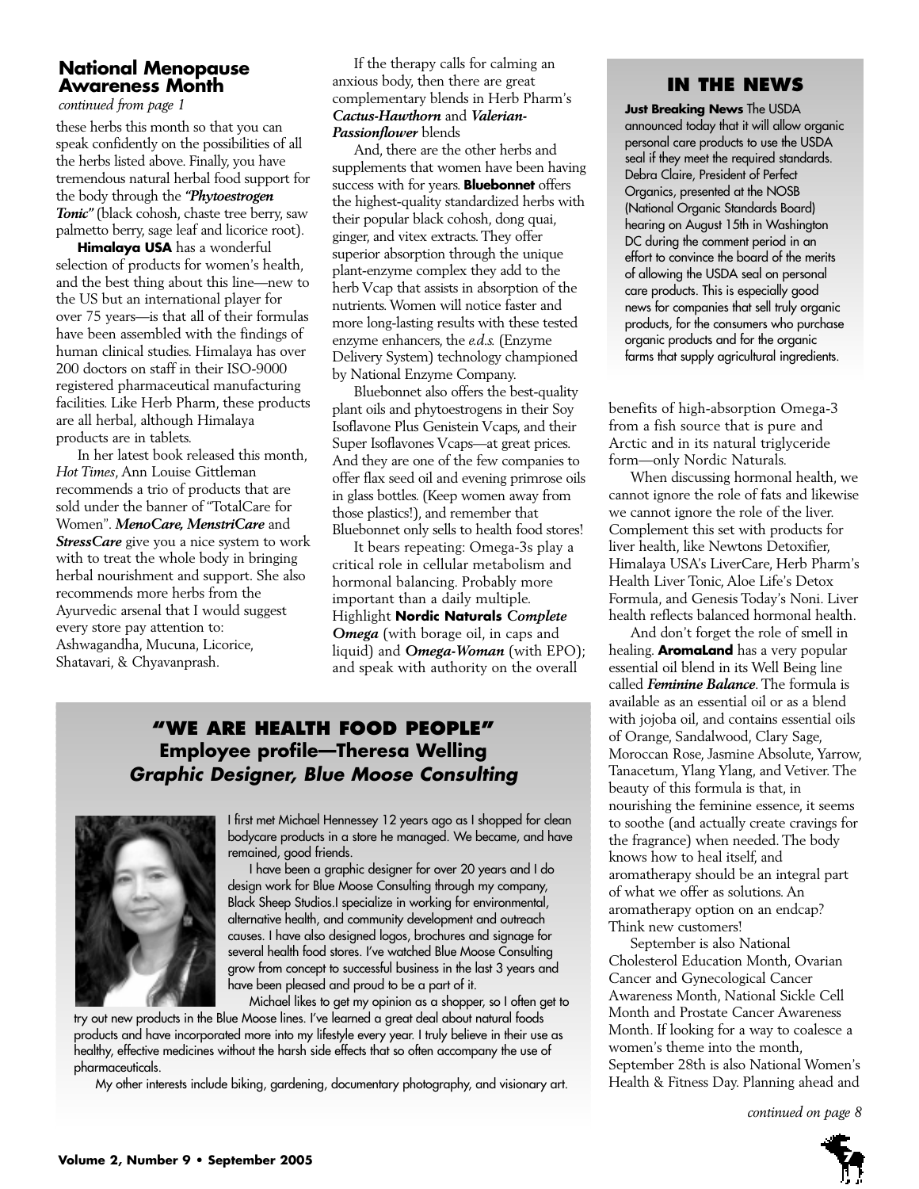## National Menopause Awareness Month

*continued from page 1*

these herbs this month so that you can speak confidently on the possibilities of all the herbs listed above. Finally, you have tremendous natural herbal food support for the body through the ***"Phytoestrogen Tonic"*** (black cohosh, chaste tree berry, saw palmetto berry, sage leaf and licorice root).

**Himalaya USA** has a wonderful selection of products for women's health, and the best thing about this line—new to the US but an international player for over 75 years—is that all of their formulas have been assembled with the findings of human clinical studies. Himalaya has over 200 doctors on staff in their ISO-9000 registered pharmaceutical manufacturing facilities. Like Herb Pharm, these products are all herbal, although Himalaya products are in tablets.

In her latest book released this month, *Hot Times*, Ann Louise Gittleman recommends a trio of products that are sold under the banner of "TotalCare for Women". ***MenoCare, MenstriCare*** and ***StressCare*** give you a nice system to work with to treat the whole body in bringing herbal nourishment and support. She also recommends more herbs from the Ayurvedic arsenal that I would suggest every store pay attention to: Ashwagandha, Mucuna, Licorice, Shatavari, & Chyavanprash.

If the therapy calls for calming an anxious body, then there are great complementary blends in Herb Pharm's ***Cactus-Hawthorn*** and ***Valerian-Passionflower*** blends

And, there are the other herbs and supplements that women have been having success with for years. **Bluebonnet** offers the highest-quality standardized herbs with their popular black cohosh, dong quai, ginger, and vitex extracts. They offer superior absorption through the unique plant-enzyme complex they add to the herb Vcap that assists in absorption of the nutrients. Women will notice faster and more long-lasting results with these tested enzyme enhancers, the *e.d.s.* (Enzyme Delivery System) technology championed by National Enzyme Company.

Bluebonnet also offers the best-quality plant oils and phytoestrogens in their Soy Isoflavone Plus Genistein Vcaps, and their Super Isoflavones Vcaps—at great prices. And they are one of the few companies to offer flax seed oil and evening primrose oils in glass bottles. (Keep women away from those plastics!), and remember that Bluebonnet only sells to health food stores!

It bears repeating: Omega-3s play a critical role in cellular metabolism and hormonal balancing. Probably more important than a daily multiple. Highlight **Nordic Naturals** ***Complete Omega*** (with borage oil, in caps and liquid) and ***Omega-Woman*** (with EPO); and speak with authority on the overall benefits of high-absorption Omega-3 from a fish source that is pure and Arctic and in its natural triglyceride form—only Nordic Naturals.

When discussing hormonal health, we cannot ignore the role of fats and likewise we cannot ignore the role of the liver. Complement this set with products for liver health, like Newtons Detoxifier, Himalaya USA's LiverCare, Herb Pharm's Health Liver Tonic, Aloe Life's Detox Formula, and Genesis Today's Noni. Liver health reflects balanced hormonal health.

And don't forget the role of smell in healing. **AromaLand** has a very popular essential oil blend in its Well Being line called ***Feminine Balance***. The formula is available as an essential oil or as a blend with jojoba oil, and contains essential oils of Orange, Sandalwood, Clary Sage, Moroccan Rose, Jasmine Absolute, Yarrow, Tanacetum, Ylang Ylang, and Vetiver. The beauty of this formula is that, in nourishing the feminine essence, it seems to soothe (and actually create cravings for the fragrance) when needed. The body knows how to heal itself, and aromatherapy should be an integral part of what we offer as solutions. An aromatherapy option on an endcap? Think new customers!

September is also National Cholesterol Education Month, Ovarian Cancer and Gynecological Cancer Awareness Month, National Sickle Cell Month and Prostate Cancer Awareness Month. If looking for a way to coalesce a women's theme into the month, September 28th is also National Women's Health & Fitness Day. Planning ahead and

*continued on page 8*

## IN THE NEWS

**Just Breaking News** The USDA announced today that it will allow organic personal care products to use the USDA seal if they meet the required standards. Debra Claire, President of Perfect Organics, presented at the NOSB (National Organic Standards Board) hearing on August 15th in Washington DC during the comment period in an effort to convince the board of the merits of allowing the USDA seal on personal care products. This is especially good news for companies that sell truly organic products, for the consumers who purchase organic products and for the organic farms that supply agricultural ingredients.

## "WE ARE HEALTH FOOD PEOPLE"
### Employee profile—Theresa Welling
### *Graphic Designer, Blue Moose Consulting*

I first met Michael Hennessey 12 years ago as I shopped for clean bodycare products in a store he managed. We became, and have remained, good friends.

I have been a graphic designer for over 20 years and I do design work for Blue Moose Consulting through my company, Black Sheep Studios.I specialize in working for environmental, alternative health, and community development and outreach causes. I have also designed logos, brochures and signage for several health food stores. I've watched Blue Moose Consulting grow from concept to successful business in the last 3 years and have been pleased and proud to be a part of it.

Michael likes to get my opinion as a shopper, so I often get to try out new products in the Blue Moose lines. I've learned a great deal about natural foods products and have incorporated more into my lifestyle every year. I truly believe in their use as healthy, effective medicines without the harsh side effects that so often accompany the use of pharmaceuticals.

My other interests include biking, gardening, documentary photography, and visionary art.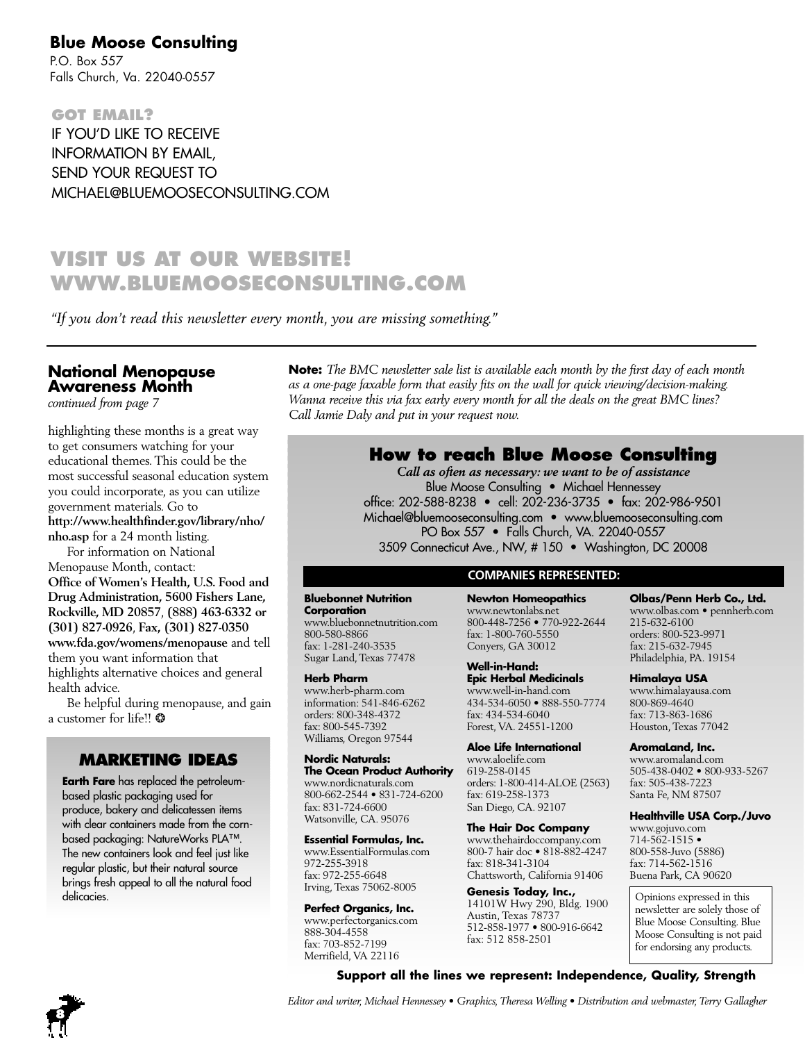**Blue Moose Consulting**
P.O. Box 557
Falls Church, Va. 22040-0557

**GOT EMAIL?**
IF YOU'D LIKE TO RECEIVE INFORMATION BY EMAIL, SEND YOUR REQUEST TO MICHAEL@BLUEMOOSECONSULTING.COM

## VISIT US AT OUR WEBSITE! WWW.BLUEMOOSECONSULTING.COM

*"If you don't read this newsletter every month, you are missing something."*

---

### National Menopause Awareness Month

*continued from page 7*

highlighting these months is a great way to get consumers watching for your educational themes. This could be the most successful seasonal education system you could incorporate, as you can utilize government materials. Go to **http://www.healthfinder.gov/library/nho/nho.asp** for a 24 month listing.

For information on National Menopause Month, contact: **Office of Women's Health, U.S. Food and Drug Administration, 5600 Fishers Lane, Rockville, MD 20857**, **(888) 463-6332 or (301) 827-0926**, **Fax, (301) 827-0350 www.fda.gov/womens/menopause** and tell them you want information that highlights alternative choices and general health advice.

Be helpful during menopause, and gain a customer for life!! ❂

### MARKETING IDEAS

**Earth Fare** has replaced the petroleum-based plastic packaging used for produce, bakery and delicatessen items with clear containers made from the corn-based packaging: NatureWorks PLA™. The new containers look and feel just like regular plastic, but their natural source brings fresh appeal to all the natural food delicacies.

**Note:** *The BMC newsletter sale list is available each month by the first day of each month as a one-page faxable form that easily fits on the wall for quick viewing/decision-making. Wanna receive this via fax early every month for all the deals on the great BMC lines? Call Jamie Daly and put in your request now.*

## How to reach Blue Moose Consulting

***Call as often as necessary: we want to be of assistance***

Blue Moose Consulting • Michael Hennessey
office: 202-588-8238 • cell: 202-236-3735 • fax: 202-986-9501
Michael@bluemooseconsulting.com • www.bluemooseconsulting.com
PO Box 557 • Falls Church, VA. 22040-0557
3509 Connecticut Ave., NW, # 150 • Washington, DC 20008

### COMPANIES REPRESENTED:

**Bluebonnet Nutrition Corporation**
www.bluebonnetnutrition.com
800-580-8866
fax: 1-281-240-3535
Sugar Land, Texas 77478

**Herb Pharm**
www.herb-pharm.com
information: 541-846-6262
orders: 800-348-4372
fax: 800-545-7392
Williams, Oregon 97544

**Nordic Naturals: The Ocean Product Authority**
www.nordicnaturals.com
800-662-2544 • 831-724-6200
fax: 831-724-6600
Watsonville, CA. 95076

**Essential Formulas, Inc.**
www.EssentialFormulas.com
972-255-3918
fax: 972-255-6648
Irving, Texas 75062-8005

**Perfect Organics, Inc.**
www.perfectorganics.com
888-304-4558
fax: 703-852-7199
Merrifield, VA 22116

**Newton Homeopathics**
www.newtonlabs.net
800-448-7256 • 770-922-2644
fax: 1-800-760-5550
Conyers, GA 30012

**Well-in-Hand: Epic Herbal Medicinals**
www.well-in-hand.com
434-534-6050 • 888-550-7774
fax: 434-534-6040
Forest, VA. 24551-1200

**Aloe Life International**
www.aloelife.com
619-258-0145
orders: 1-800-414-ALOE (2563)
fax: 619-258-1373
San Diego, CA. 92107

**The Hair Doc Company**
www.thehairdoccompany.com
800-7 hair doc • 818-882-4247
fax: 818-341-3104
Chattsworth, California 91406

**Genesis Today, Inc.,**
14101W Hwy 290, Bldg. 1900
Austin, Texas 78737
512-858-1977 • 800-916-6642
fax: 512 858-2501

**Olbas/Penn Herb Co., Ltd.**
www.olbas.com • pennherb.com
215-632-6100
orders: 800-523-9971
fax: 215-632-7945
Philadelphia, PA. 19154

**Himalaya USA**
www.himalayausa.com
800-869-4640
fax: 713-863-1686
Houston, Texas 77042

**AromaLand, Inc.**
www.aromaland.com
505-438-0402 • 800-933-5267
fax: 505-438-7223
Santa Fe, NM 87507

**Healthville USA Corp./Juvo**
www.gojuvo.com
714-562-1515 •
800-558-Juvo (5886)
fax: 714-562-1516
Buena Park, CA 90620

Opinions expressed in this newsletter are solely those of Blue Moose Consulting. Blue Moose Consulting is not paid for endorsing any products.

**Support all the lines we represent: Independence, Quality, Strength**

*Editor and writer, Michael Hennessey • Graphics, Theresa Welling • Distribution and webmaster, Terry Gallagher*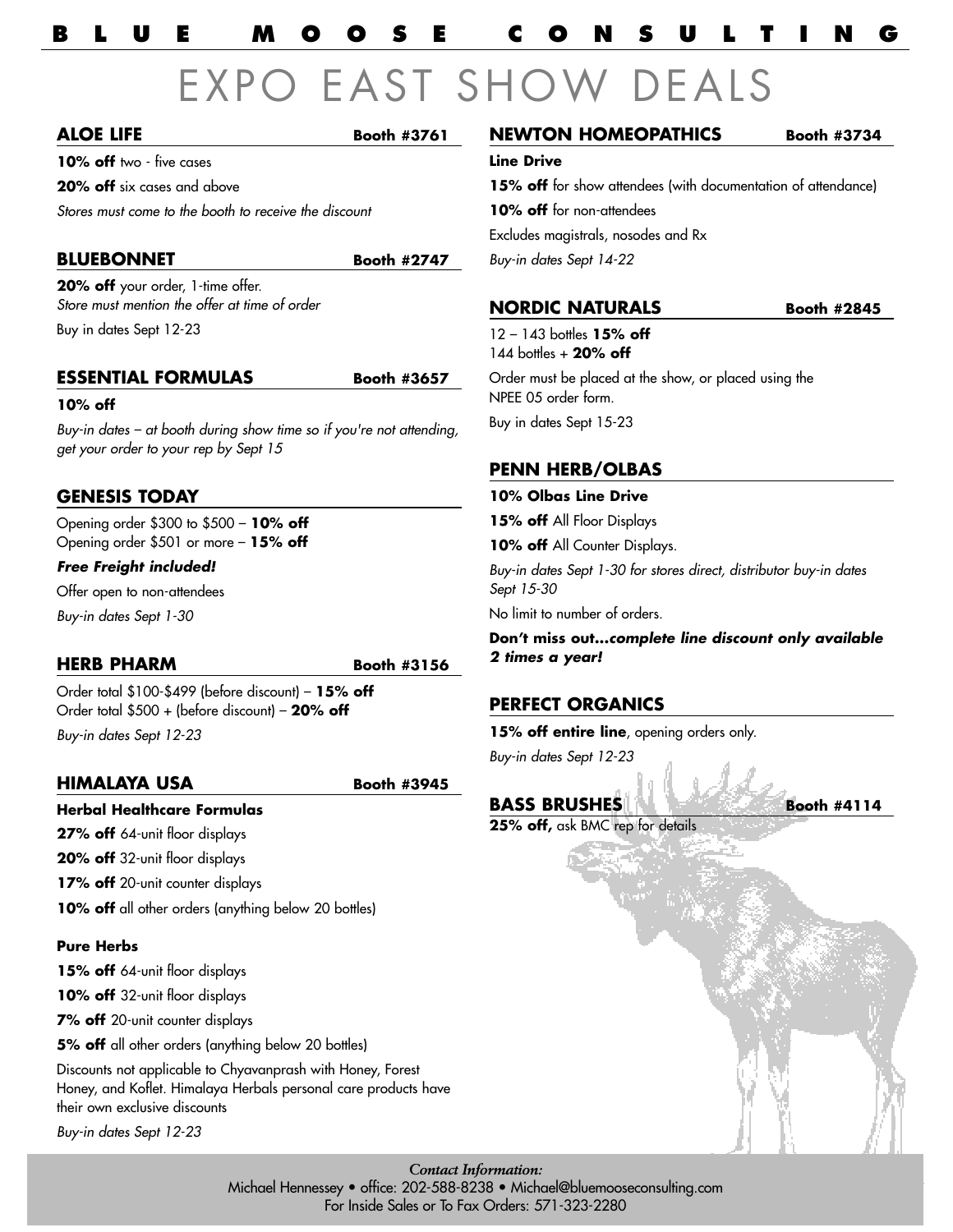# BLUE MOOSE CONSULTING

# EXPO EAST SHOW DEALS

## ALOE LIFE — Booth #3761

**10% off** two - five cases

**20% off** six cases and above

*Stores must come to the booth to receive the discount*

## BLUEBONNET — Booth #2747

**20% off** your order, 1-time offer.
*Store must mention the offer at time of order*

Buy in dates Sept 12-23

## ESSENTIAL FORMULAS — Booth #3657

**10% off**

*Buy-in dates – at booth during show time so if you're not attending, get your order to your rep by Sept 15*

## GENESIS TODAY

Opening order $300 to $500 – **10% off**
Opening order $501 or more – **15% off**

***Free Freight included!***

Offer open to non-attendees

*Buy-in dates Sept 1-30*

## HERB PHARM — Booth #3156

Order total $100-$499 (before discount) – **15% off**
Order total $500 + (before discount) – **20% off**

*Buy-in dates Sept 12-23*

## HIMALAYA USA — Booth #3945

**Herbal Healthcare Formulas**

**27% off** 64-unit floor displays

**20% off** 32-unit floor displays

**17% off** 20-unit counter displays

**10% off** all other orders (anything below 20 bottles)

**Pure Herbs**

**15% off** 64-unit floor displays

**10% off** 32-unit floor displays

**7% off** 20-unit counter displays

**5% off** all other orders (anything below 20 bottles)

Discounts not applicable to Chyavanprash with Honey, Forest Honey, and Koflet. Himalaya Herbals personal care products have their own exclusive discounts

*Buy-in dates Sept 12-23*

## NEWTON HOMEOPATHICS — Booth #3734

**Line Drive**

**15% off** for show attendees (with documentation of attendance)

**10% off** for non-attendees

Excludes magistrals, nosodes and Rx

*Buy-in dates Sept 14-22*

## NORDIC NATURALS — Booth #2845

12 – 143 bottles **15% off**
144 bottles + **20% off**

Order must be placed at the show, or placed using the NPEE 05 order form.

Buy in dates Sept 15-23

## PENN HERB/OLBAS

**10% Olbas Line Drive**

**15% off** All Floor Displays

**10% off** All Counter Displays.

*Buy-in dates Sept 1-30 for stores direct, distributor buy-in dates Sept 15-30*

No limit to number of orders.

**Don't miss out...*complete line discount only available 2 times a year!***

## PERFECT ORGANICS

**15% off entire line**, opening orders only.

*Buy-in dates Sept 12-23*

## BASS BRUSHES — Booth #4114

**25% off,** ask BMC rep for details

*Contact Information:*
Michael Hennessey • office: 202-588-8238 • Michael@bluemooseconsulting.com
For Inside Sales or To Fax Orders: 571-323-2280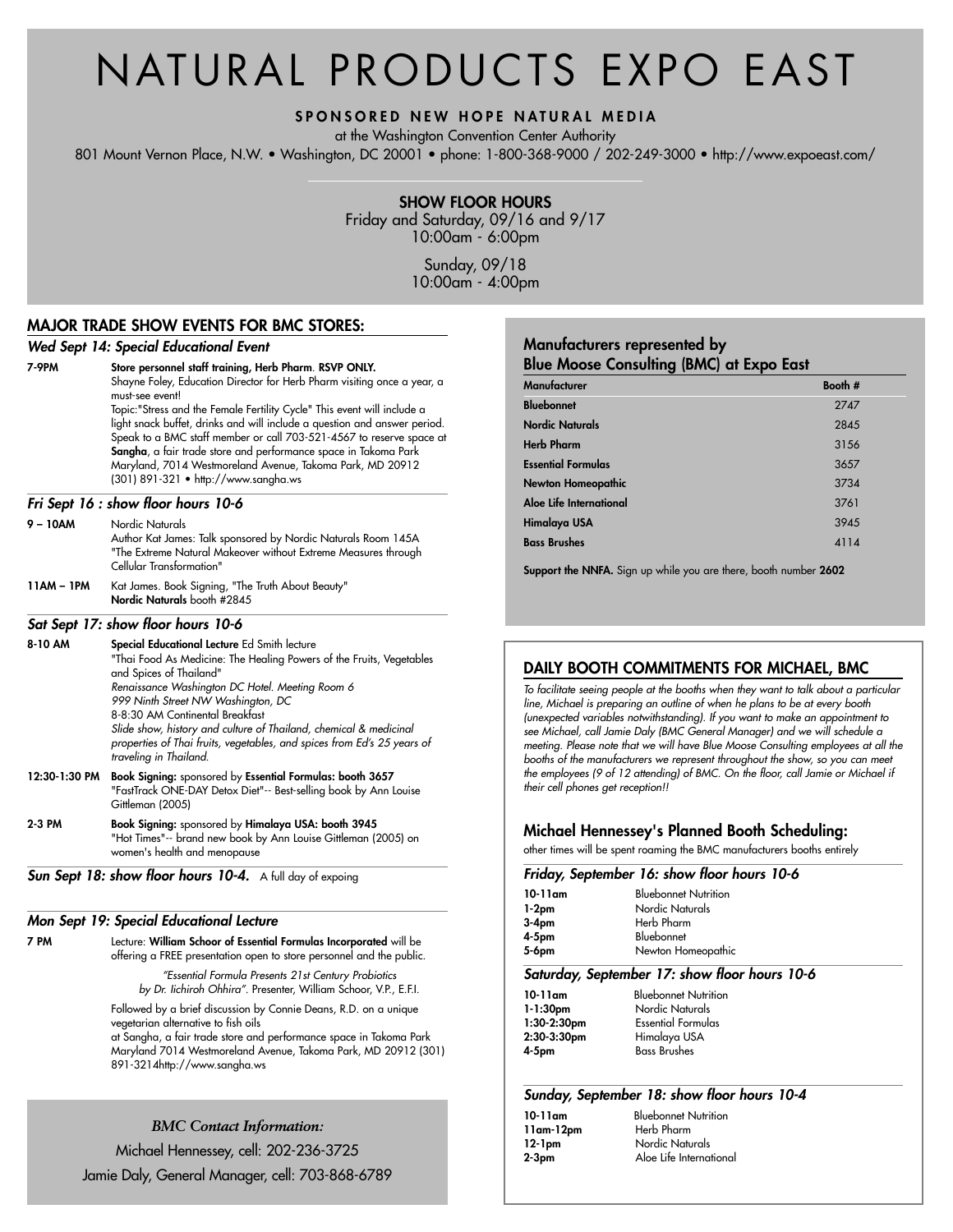# NATURAL PRODUCTS EXPO EAST

**SPONSORED NEW HOPE NATURAL MEDIA**

at the Washington Convention Center Authority

801 Mount Vernon Place, N.W. • Washington, DC 20001 • phone: 1-800-368-9000 / 202-249-3000 • http://www.expoeast.com/

**SHOW FLOOR HOURS**

Friday and Saturday, 09/16 and 9/17
10:00am - 6:00pm

Sunday, 09/18
10:00am - 4:00pm

## MAJOR TRADE SHOW EVENTS FOR BMC STORES:

### *Wed Sept 14: Special Educational Event*

**7-9PM** — **Store personnel staff training, Herb Pharm**. **RSVP ONLY.**
Shayne Foley, Education Director for Herb Pharm visiting once a year, a must-see event!
Topic:"Stress and the Female Fertility Cycle" This event will include a light snack buffet, drinks and will include a question and answer period. Speak to a BMC staff member or call 703-521-4567 to reserve space at **Sangha**, a fair trade store and performance space in Takoma Park Maryland, 7014 Westmoreland Avenue, Takoma Park, MD 20912 (301) 891-321 • http://www.sangha.ws

### *Fri Sept 16 : show floor hours 10-6*

**9 – 10AM** — Nordic Naturals
Author Kat James: Talk sponsored by Nordic Naturals Room 145A "The Extreme Natural Makeover without Extreme Measures through Cellular Transformation"

**11AM – 1PM** — Kat James. Book Signing, "The Truth About Beauty"
**Nordic Naturals** booth #2845

### *Sat Sept 17: show floor hours 10-6*

**8-10 AM** — **Special Educational Lecture** Ed Smith lecture
"Thai Food As Medicine: The Healing Powers of the Fruits, Vegetables and Spices of Thailand"
*Renaissance Washington DC Hotel. Meeting Room 6*
*999 Ninth Street NW Washington, DC*
8-8:30 AM Continental Breakfast
*Slide show, history and culture of Thailand, chemical & medicinal properties of Thai fruits, vegetables, and spices from Ed's 25 years of traveling in Thailand.*

**12:30-1:30 PM** — **Book Signing:** sponsored by **Essential Formulas: booth 3657**
"FastTrack ONE-DAY Detox Diet"-- Best-selling book by Ann Louise Gittleman (2005)

**2-3 PM** — **Book Signing:** sponsored by **Himalaya USA: booth 3945**
"Hot Times"-- brand new book by Ann Louise Gittleman (2005) on women's health and menopause

***Sun Sept 18: show floor hours 10-4.*** A full day of expoing

### *Mon Sept 19: Special Educational Lecture*

**7 PM** — Lecture: **William Schoor of Essential Formulas Incorporated** will be offering a FREE presentation open to store personnel and the public.

*"Essential Formula Presents 21st Century Probiotics by Dr. Iichiroh Ohhira".* Presenter, William Schoor, V.P., E.F.I.

Followed by a brief discussion by Connie Deans, R.D. on a unique vegetarian alternative to fish oils
at Sangha, a fair trade store and performance space in Takoma Park Maryland 7014 Westmoreland Avenue, Takoma Park, MD 20912 (301) 891-3214http://www.sangha.ws

***BMC Contact Information:***

Michael Hennessey, cell: 202-236-3725

Jamie Daly, General Manager, cell: 703-868-6789

## Manufacturers represented by Blue Moose Consulting (BMC) at Expo East

| Manufacturer | Booth # |
|---|---|
| **Bluebonnet** | 2747 |
| **Nordic Naturals** | 2845 |
| **Herb Pharm** | 3156 |
| **Essential Formulas** | 3657 |
| **Newton Homeopathic** | 3734 |
| **Aloe Life International** | 3761 |
| **Himalaya USA** | 3945 |
| **Bass Brushes** | 4114 |

**Support the NNFA.** Sign up while you are there, booth number **2602**

## DAILY BOOTH COMMITMENTS FOR MICHAEL, BMC

*To facilitate seeing people at the booths when they want to talk about a particular line, Michael is preparing an outline of when he plans to be at every booth (unexpected variables notwithstanding). If you want to make an appointment to see Michael, call Jamie Daly (BMC General Manager) and we will schedule a meeting. Please note that we will have Blue Moose Consulting employees at all the booths of the manufacturers we represent throughout the show, so you can meet the employees (9 of 12 attending) of BMC. On the floor, call Jamie or Michael if their cell phones get reception!!*

### Michael Hennessey's Planned Booth Scheduling:

other times will be spent roaming the BMC manufacturers booths entirely

#### *Friday, September 16: show floor hours 10-6*

| | |
|---|---|
| **10-11am** | Bluebonnet Nutrition |
| **1-2pm** | Nordic Naturals |
| **3-4pm** | Herb Pharm |
| **4-5pm** | Bluebonnet |
| **5-6pm** | Newton Homeopathic |

#### *Saturday, September 17: show floor hours 10-6*

| | |
|---|---|
| **10-11am** | Bluebonnet Nutrition |
| **1-1:30pm** | Nordic Naturals |
| **1:30-2:30pm** | Essential Formulas |
| **2:30-3:30pm** | Himalaya USA |
| **4-5pm** | Bass Brushes |

#### *Sunday, September 18: show floor hours 10-4*

| | |
|---|---|
| **10-11am** | Bluebonnet Nutrition |
| **11am-12pm** | Herb Pharm |
| **12-1pm** | Nordic Naturals |
| **2-3pm** | Aloe Life International |